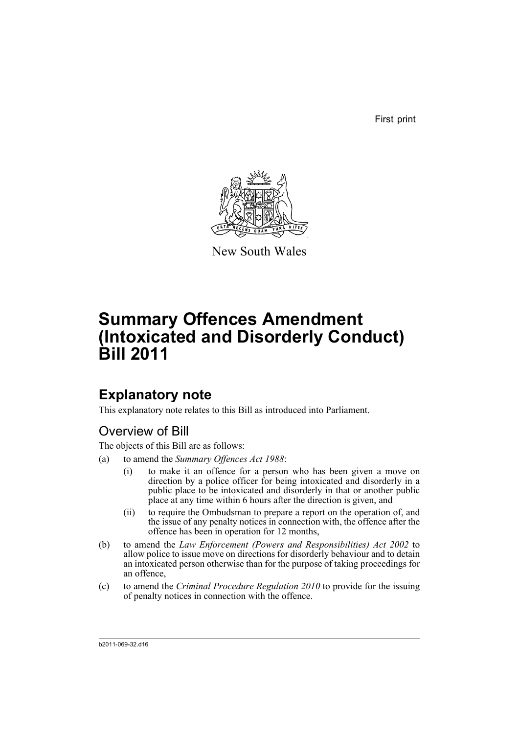First print

New South Wales

# Summary Offences Amendment (Intoxicated and Disorderly Conduct) Bill 2011

## Explanatory note

This explanatory note relates to this Bill as introduced into Parliament.

### Overview of Bill

The objects of this Bill are as follows:

(a) to amend the *Summary Offences Act 1988*:

   (i) to make it an offence for a person who has been given a move on direction by a police officer for being intoxicated and disorderly in a public place to be intoxicated and disorderly in that or another public place at any time within 6 hours after the direction is given, and

   (ii) to require the Ombudsman to prepare a report on the operation of, and the issue of any penalty notices in connection with, the offence after the offence has been in operation for 12 months,

(b) to amend the *Law Enforcement (Powers and Responsibilities) Act 2002* to allow police to issue move on directions for disorderly behaviour and to detain an intoxicated person otherwise than for the purpose of taking proceedings for an offence,

(c) to amend the *Criminal Procedure Regulation 2010* to provide for the issuing of penalty notices in connection with the offence.

b2011-069-32.d16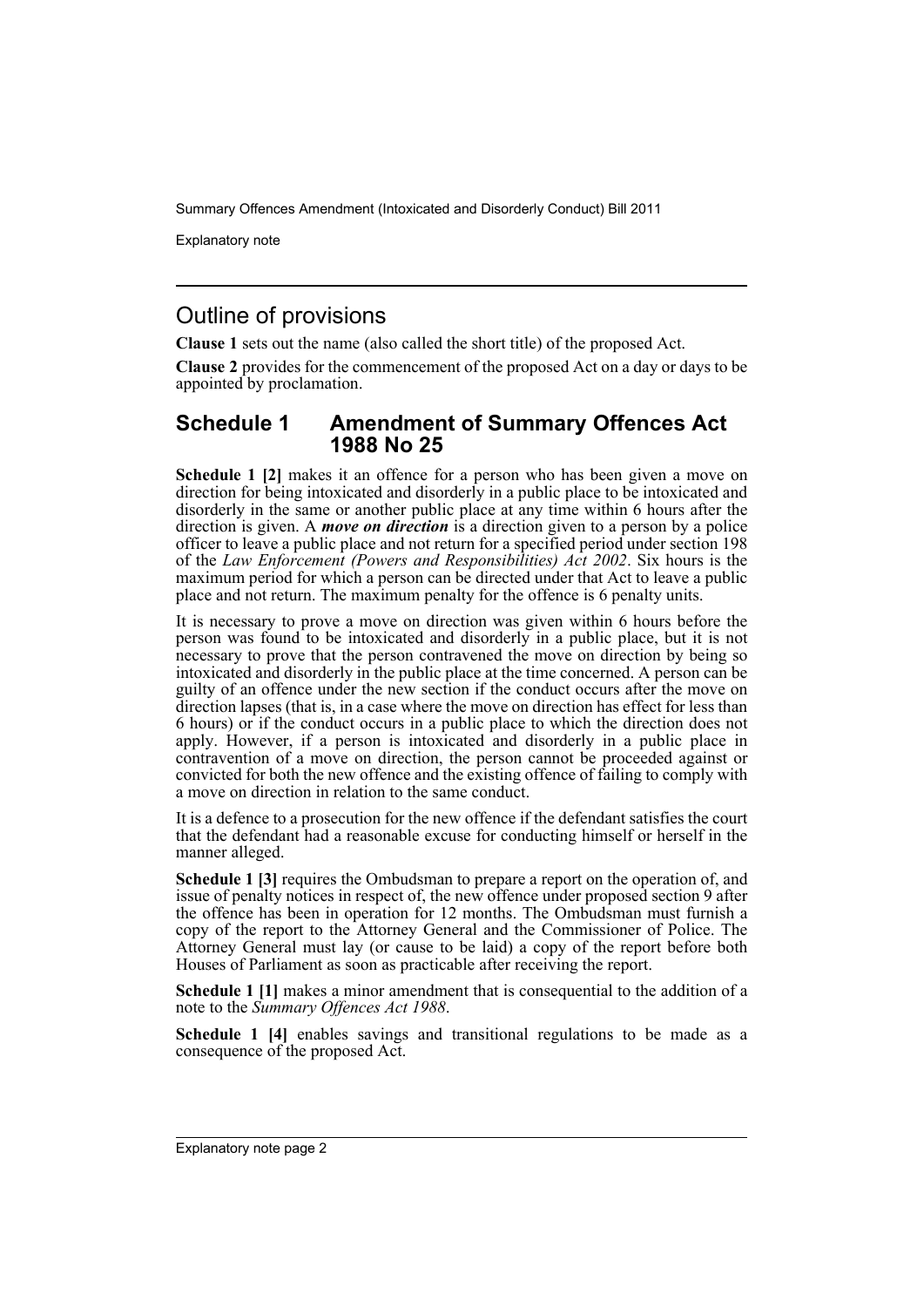## Outline of provisions

**Clause 1** sets out the name (also called the short title) of the proposed Act.

**Clause 2** provides for the commencement of the proposed Act on a day or days to be appointed by proclamation.

## Schedule 1 Amendment of Summary Offences Act 1988 No 25

**Schedule 1 [2]** makes it an offence for a person who has been given a move on direction for being intoxicated and disorderly in a public place to be intoxicated and disorderly in the same or another public place at any time within 6 hours after the direction is given. A ***move on direction*** is a direction given to a person by a police officer to leave a public place and not return for a specified period under section 198 of the *Law Enforcement (Powers and Responsibilities) Act 2002*. Six hours is the maximum period for which a person can be directed under that Act to leave a public place and not return. The maximum penalty for the offence is 6 penalty units.

It is necessary to prove a move on direction was given within 6 hours before the person was found to be intoxicated and disorderly in a public place, but it is not necessary to prove that the person contravened the move on direction by being so intoxicated and disorderly in the public place at the time concerned. A person can be guilty of an offence under the new section if the conduct occurs after the move on direction lapses (that is, in a case where the move on direction has effect for less than 6 hours) or if the conduct occurs in a public place to which the direction does not apply. However, if a person is intoxicated and disorderly in a public place in contravention of a move on direction, the person cannot be proceeded against or convicted for both the new offence and the existing offence of failing to comply with a move on direction in relation to the same conduct.

It is a defence to a prosecution for the new offence if the defendant satisfies the court that the defendant had a reasonable excuse for conducting himself or herself in the manner alleged.

**Schedule 1 [3]** requires the Ombudsman to prepare a report on the operation of, and issue of penalty notices in respect of, the new offence under proposed section 9 after the offence has been in operation for 12 months. The Ombudsman must furnish a copy of the report to the Attorney General and the Commissioner of Police. The Attorney General must lay (or cause to be laid) a copy of the report before both Houses of Parliament as soon as practicable after receiving the report.

**Schedule 1 [1]** makes a minor amendment that is consequential to the addition of a note to the *Summary Offences Act 1988*.

**Schedule 1 [4]** enables savings and transitional regulations to be made as a consequence of the proposed Act.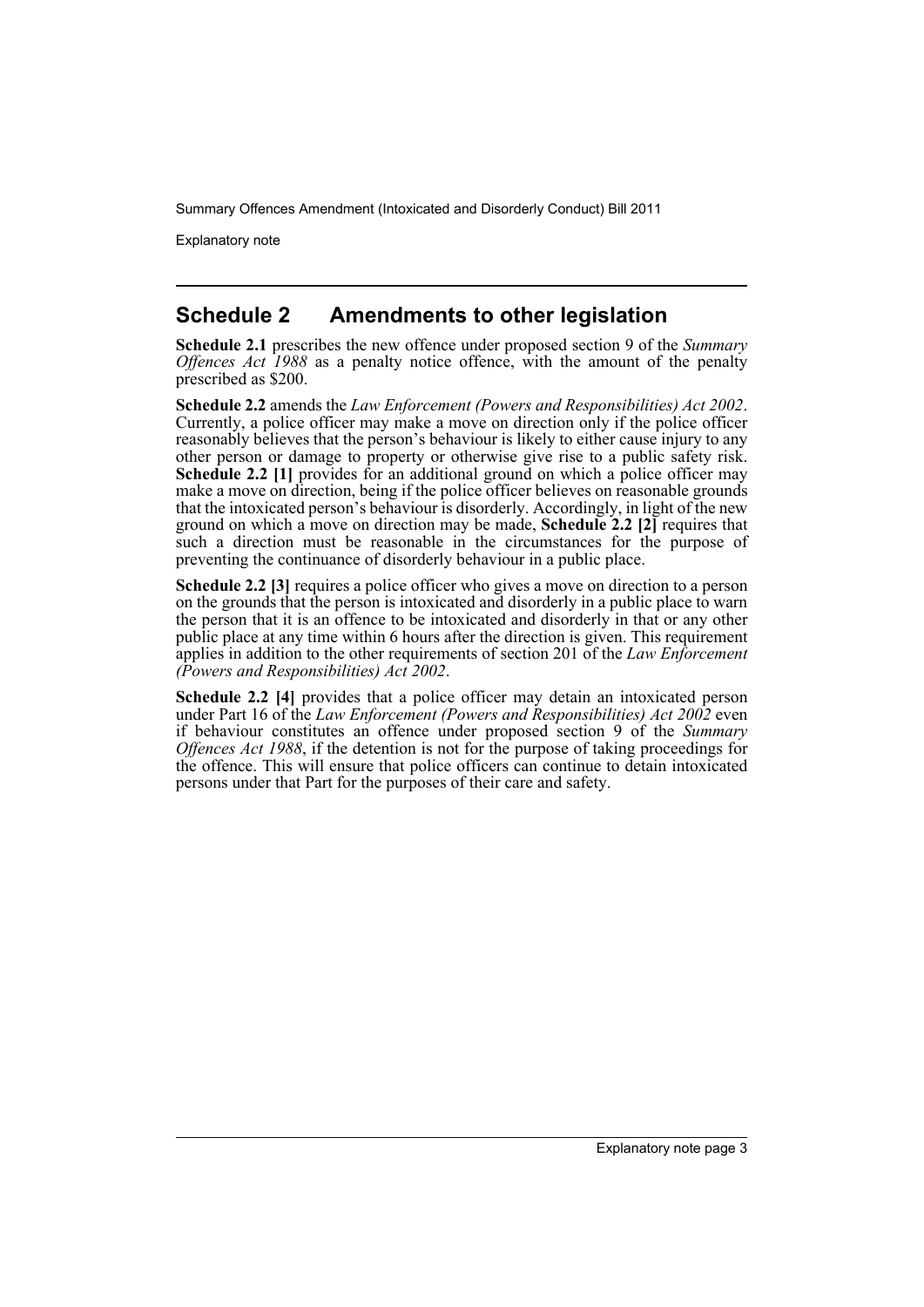## Schedule 2 Amendments to other legislation

**Schedule 2.1** prescribes the new offence under proposed section 9 of the *Summary Offences Act 1988* as a penalty notice offence, with the amount of the penalty prescribed as $200.

**Schedule 2.2** amends the *Law Enforcement (Powers and Responsibilities) Act 2002*. Currently, a police officer may make a move on direction only if the police officer reasonably believes that the person's behaviour is likely to either cause injury to any other person or damage to property or otherwise give rise to a public safety risk. **Schedule 2.2 [1]** provides for an additional ground on which a police officer may make a move on direction, being if the police officer believes on reasonable grounds that the intoxicated person's behaviour is disorderly. Accordingly, in light of the new ground on which a move on direction may be made, **Schedule 2.2 [2]** requires that such a direction must be reasonable in the circumstances for the purpose of preventing the continuance of disorderly behaviour in a public place.

**Schedule 2.2 [3]** requires a police officer who gives a move on direction to a person on the grounds that the person is intoxicated and disorderly in a public place to warn the person that it is an offence to be intoxicated and disorderly in that or any other public place at any time within 6 hours after the direction is given. This requirement applies in addition to the other requirements of section 201 of the *Law Enforcement (Powers and Responsibilities) Act 2002*.

**Schedule 2.2 [4]** provides that a police officer may detain an intoxicated person under Part 16 of the *Law Enforcement (Powers and Responsibilities) Act 2002* even if behaviour constitutes an offence under proposed section 9 of the *Summary Offences Act 1988*, if the detention is not for the purpose of taking proceedings for the offence. This will ensure that police officers can continue to detain intoxicated persons under that Part for the purposes of their care and safety.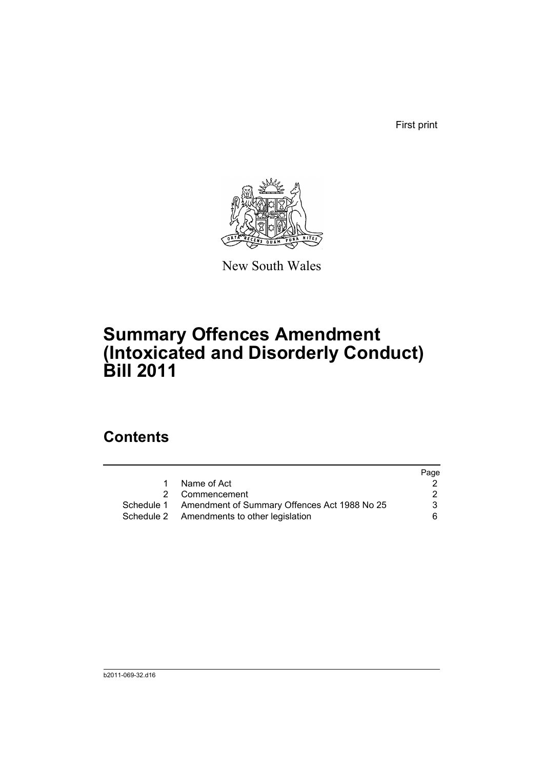First print

New South Wales

# Summary Offences Amendment (Intoxicated and Disorderly Conduct) Bill 2011

## Contents

| | | Page |
|---|---|---|
| 1 | Name of Act | 2 |
| 2 | Commencement | 2 |
| Schedule 1 | Amendment of Summary Offences Act 1988 No 25 | 3 |
| Schedule 2 | Amendments to other legislation | 6 |

b2011-069-32.d16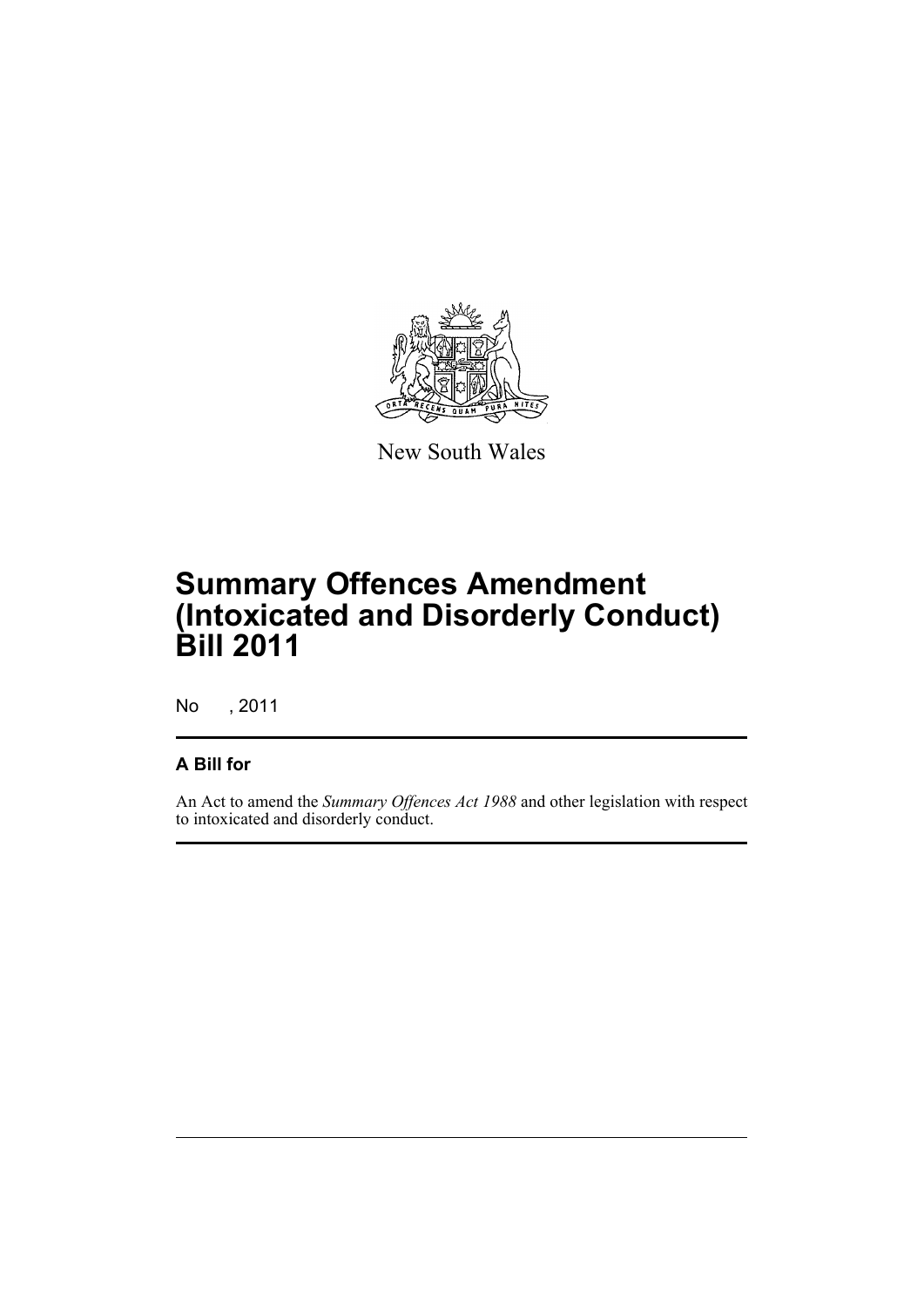New South Wales

# Summary Offences Amendment (Intoxicated and Disorderly Conduct) Bill 2011

No , 2011

## A Bill for

An Act to amend the *Summary Offences Act 1988* and other legislation with respect to intoxicated and disorderly conduct.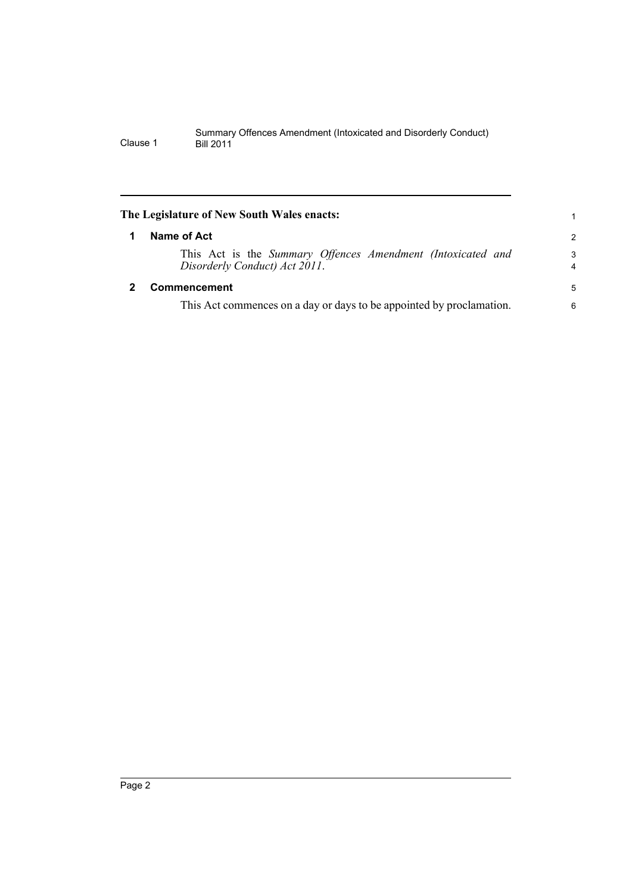**The Legislature of New South Wales enacts:**

## 1 Name of Act

This Act is the *Summary Offences Amendment (Intoxicated and Disorderly Conduct) Act 2011*.

## 2 Commencement

This Act commences on a day or days to be appointed by proclamation.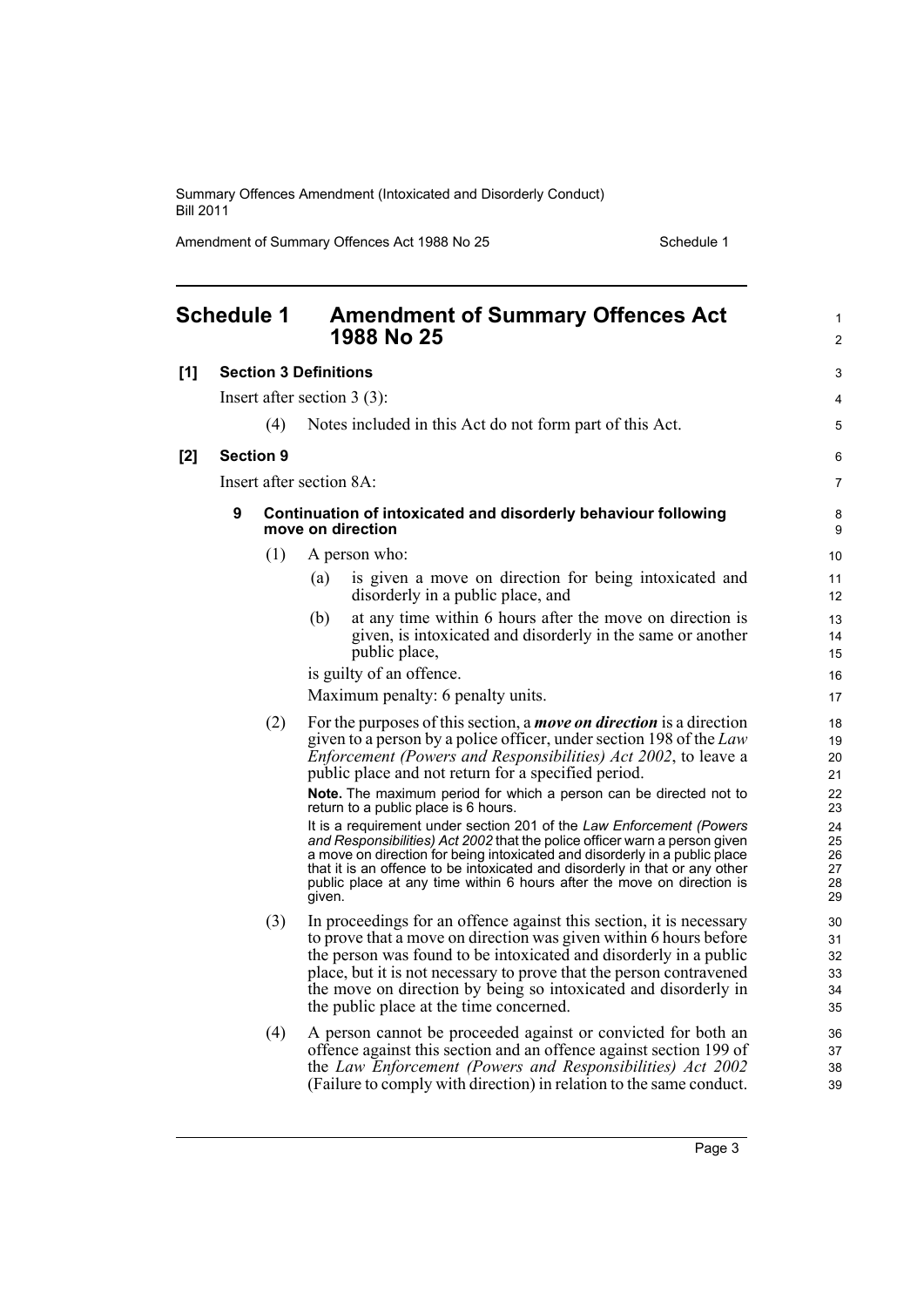## Schedule 1 Amendment of Summary Offences Act 1988 No 25

**[1] Section 3 Definitions**

Insert after section 3 (3):

(4) Notes included in this Act do not form part of this Act.

**[2] Section 9**

Insert after section 8A:

### 9 Continuation of intoxicated and disorderly behaviour following move on direction

(1) A person who:

(a) is given a move on direction for being intoxicated and disorderly in a public place, and

(b) at any time within 6 hours after the move on direction is given, is intoxicated and disorderly in the same or another public place,

is guilty of an offence.

Maximum penalty: 6 penalty units.

(2) For the purposes of this section, a ***move on direction*** is a direction given to a person by a police officer, under section 198 of the *Law Enforcement (Powers and Responsibilities) Act 2002*, to leave a public place and not return for a specified period.

**Note.** The maximum period for which a person can be directed not to return to a public place is 6 hours.

It is a requirement under section 201 of the *Law Enforcement (Powers and Responsibilities) Act 2002* that the police officer warn a person given a move on direction for being intoxicated and disorderly in a public place that it is an offence to be intoxicated and disorderly in that or any other public place at any time within 6 hours after the move on direction is given.

(3) In proceedings for an offence against this section, it is necessary to prove that a move on direction was given within 6 hours before the person was found to be intoxicated and disorderly in a public place, but it is not necessary to prove that the person contravened the move on direction by being so intoxicated and disorderly in the public place at the time concerned.

(4) A person cannot be proceeded against or convicted for both an offence against this section and an offence against section 199 of the *Law Enforcement (Powers and Responsibilities) Act 2002* (Failure to comply with direction) in relation to the same conduct.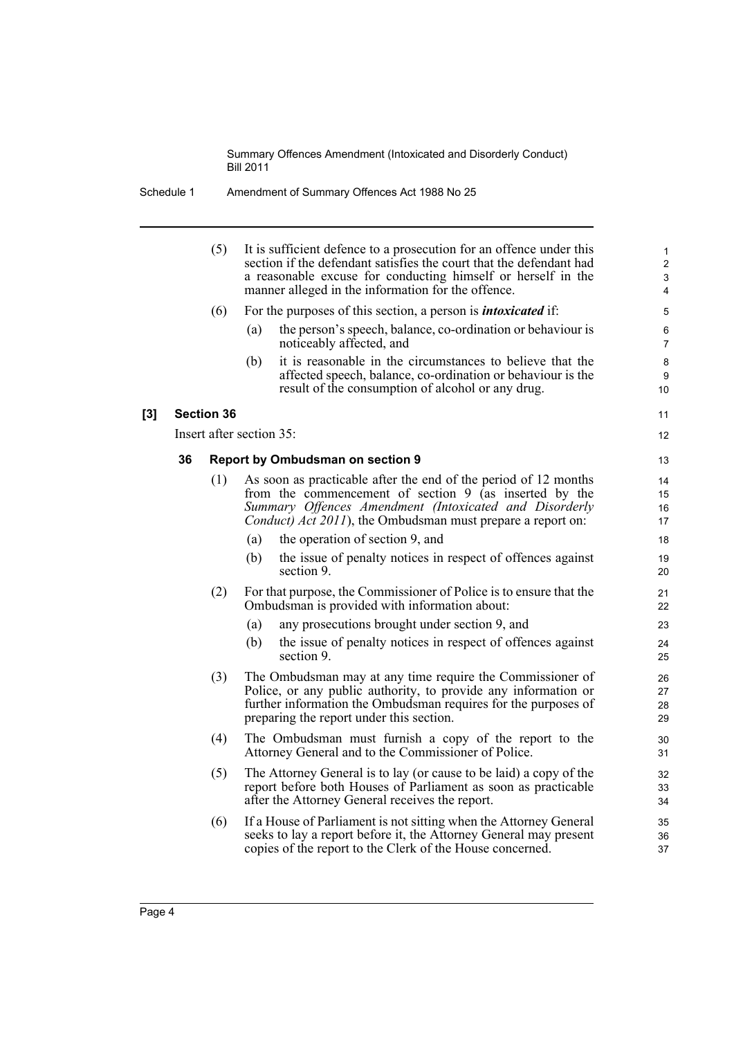(5) It is sufficient defence to a prosecution for an offence under this section if the defendant satisfies the court that the defendant had a reasonable excuse for conducting himself or herself in the manner alleged in the information for the offence.

(6) For the purposes of this section, a person is ***intoxicated*** if:

- (a) the person's speech, balance, co-ordination or behaviour is noticeably affected, and
- (b) it is reasonable in the circumstances to believe that the affected speech, balance, co-ordination or behaviour is the result of the consumption of alcohol or any drug.

**[3] Section 36**

Insert after section 35:

### 36 Report by Ombudsman on section 9

(1) As soon as practicable after the end of the period of 12 months from the commencement of section 9 (as inserted by the *Summary Offences Amendment (Intoxicated and Disorderly Conduct) Act 2011*), the Ombudsman must prepare a report on:

- (a) the operation of section 9, and
- (b) the issue of penalty notices in respect of offences against section 9.

(2) For that purpose, the Commissioner of Police is to ensure that the Ombudsman is provided with information about:

- (a) any prosecutions brought under section 9, and
- (b) the issue of penalty notices in respect of offences against section 9.

(3) The Ombudsman may at any time require the Commissioner of Police, or any public authority, to provide any information or further information the Ombudsman requires for the purposes of preparing the report under this section.

(4) The Ombudsman must furnish a copy of the report to the Attorney General and to the Commissioner of Police.

(5) The Attorney General is to lay (or cause to be laid) a copy of the report before both Houses of Parliament as soon as practicable after the Attorney General receives the report.

(6) If a House of Parliament is not sitting when the Attorney General seeks to lay a report before it, the Attorney General may present copies of the report to the Clerk of the House concerned.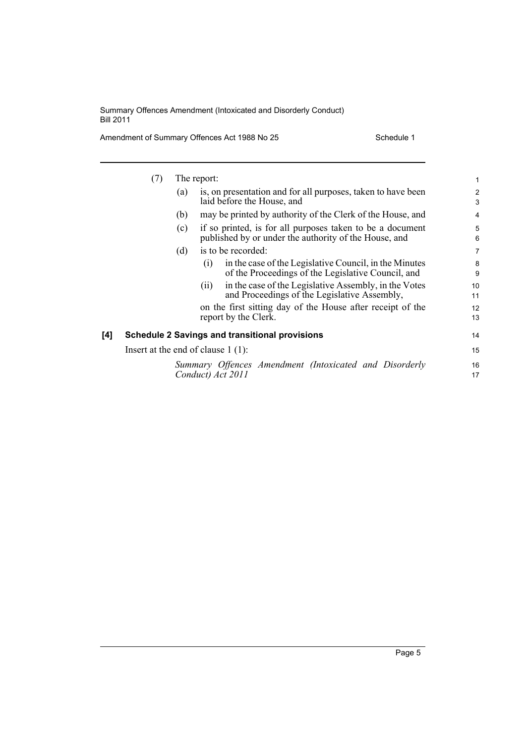(7) The report:

(a) is, on presentation and for all purposes, taken to have been laid before the House, and

(b) may be printed by authority of the Clerk of the House, and

(c) if so printed, is for all purposes taken to be a document published by or under the authority of the House, and

(d) is to be recorded:

(i) in the case of the Legislative Council, in the Minutes of the Proceedings of the Legislative Council, and

(ii) in the case of the Legislative Assembly, in the Votes and Proceedings of the Legislative Assembly,

on the first sitting day of the House after receipt of the report by the Clerk.

**[4] Schedule 2 Savings and transitional provisions**

Insert at the end of clause 1 (1):

*Summary Offences Amendment (Intoxicated and Disorderly Conduct) Act 2011*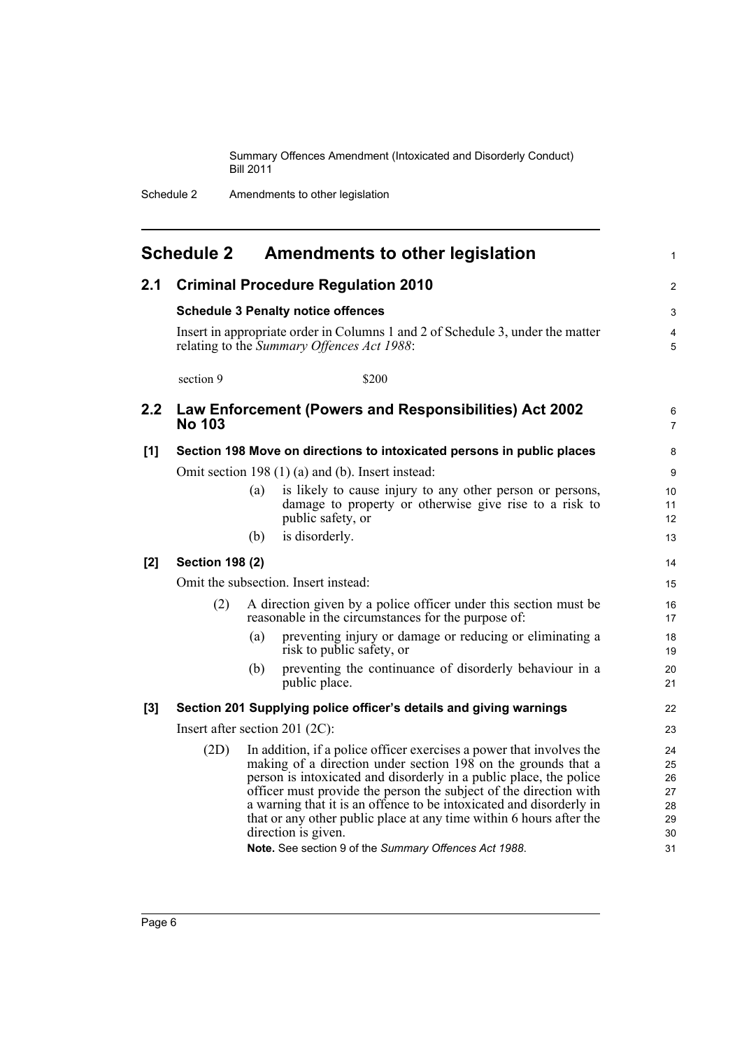# Schedule 2 Amendments to other legislation

## 2.1 Criminal Procedure Regulation 2010

### Schedule 3 Penalty notice offences

Insert in appropriate order in Columns 1 and 2 of Schedule 3, under the matter relating to the *Summary Offences Act 1988*:

| | |
|---|---|
| section 9 | $200 |

## 2.2 Law Enforcement (Powers and Responsibilities) Act 2002 No 103

### [1] Section 198 Move on directions to intoxicated persons in public places

Omit section 198 (1) (a) and (b). Insert instead:

(a) is likely to cause injury to any other person or persons, damage to property or otherwise give rise to a risk to public safety, or

(b) is disorderly.

### [2] Section 198 (2)

Omit the subsection. Insert instead:

(2) A direction given by a police officer under this section must be reasonable in the circumstances for the purpose of:

(a) preventing injury or damage or reducing or eliminating a risk to public safety, or

(b) preventing the continuance of disorderly behaviour in a public place.

### [3] Section 201 Supplying police officer's details and giving warnings

Insert after section 201 (2C):

(2D) In addition, if a police officer exercises a power that involves the making of a direction under section 198 on the grounds that a person is intoxicated and disorderly in a public place, the police officer must provide the person the subject of the direction with a warning that it is an offence to be intoxicated and disorderly in that or any other public place at any time within 6 hours after the direction is given.

**Note.** See section 9 of the *Summary Offences Act 1988*.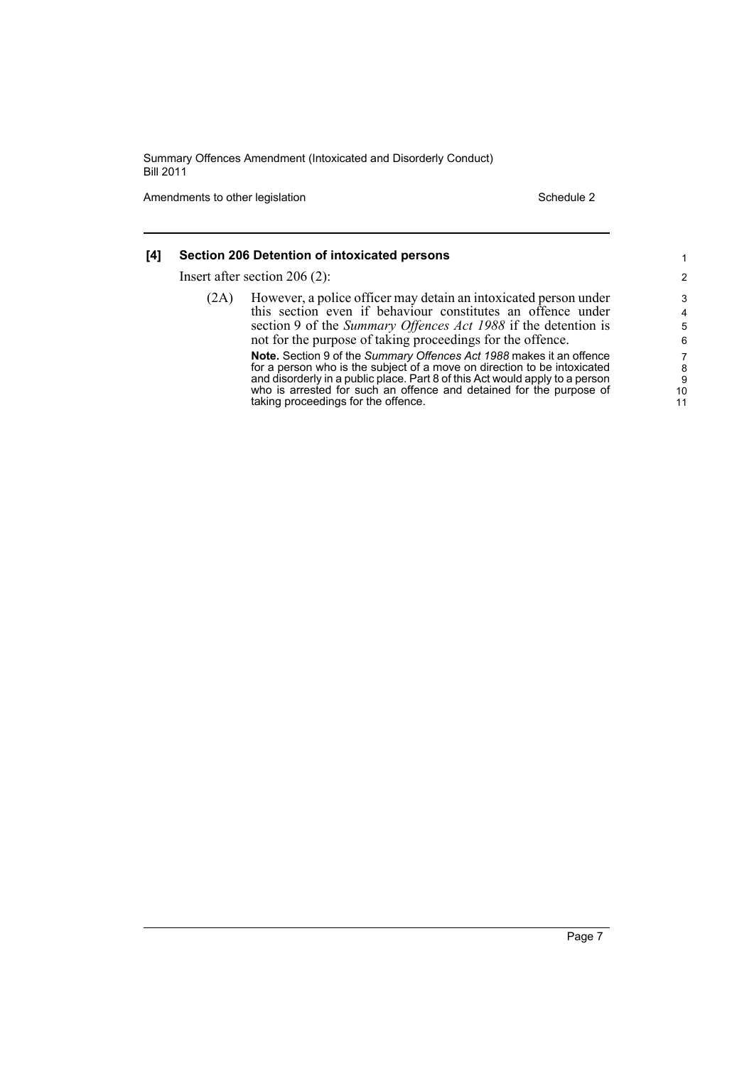### [4] Section 206 Detention of intoxicated persons

Insert after section 206 (2):

(2A) However, a police officer may detain an intoxicated person under this section even if behaviour constitutes an offence under section 9 of the *Summary Offences Act 1988* if the detention is not for the purpose of taking proceedings for the offence.

**Note.** Section 9 of the *Summary Offences Act 1988* makes it an offence for a person who is the subject of a move on direction to be intoxicated and disorderly in a public place. Part 8 of this Act would apply to a person who is arrested for such an offence and detained for the purpose of taking proceedings for the offence.